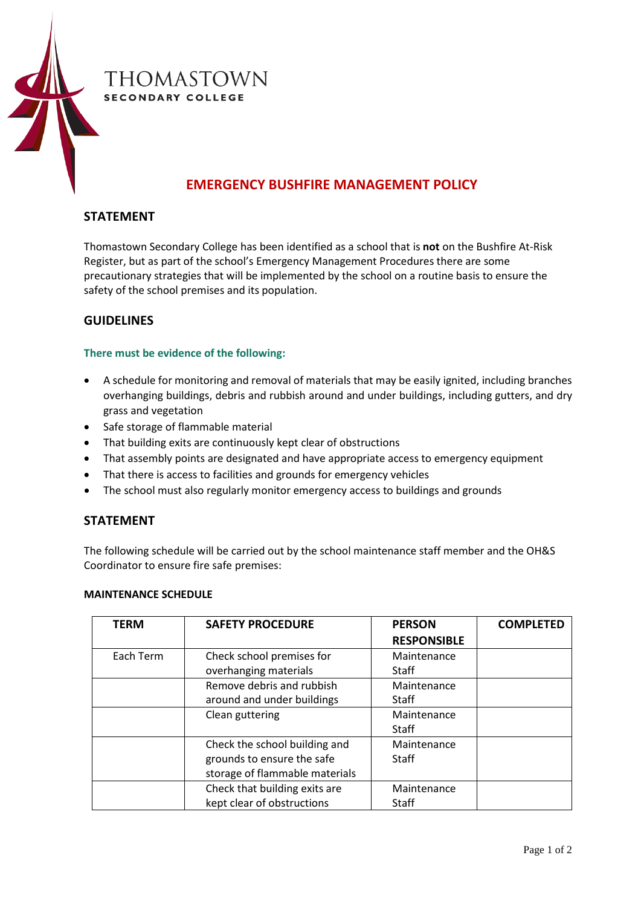THOMASTOWN
SECONDARY COLLEGE

# EMERGENCY BUSHFIRE MANAGEMENT POLICY

## STATEMENT

Thomastown Secondary College has been identified as a school that is **not** on the Bushfire At-Risk Register, but as part of the school's Emergency Management Procedures there are some precautionary strategies that will be implemented by the school on a routine basis to ensure the safety of the school premises and its population.

## GUIDELINES

### There must be evidence of the following:

- A schedule for monitoring and removal of materials that may be easily ignited, including branches overhanging buildings, debris and rubbish around and under buildings, including gutters, and dry grass and vegetation
- Safe storage of flammable material
- That building exits are continuously kept clear of obstructions
- That assembly points are designated and have appropriate access to emergency equipment
- That there is access to facilities and grounds for emergency vehicles
- The school must also regularly monitor emergency access to buildings and grounds

## STATEMENT

The following schedule will be carried out by the school maintenance staff member and the OH&S Coordinator to ensure fire safe premises:

**MAINTENANCE SCHEDULE**

| TERM | SAFETY PROCEDURE | PERSON RESPONSIBLE | COMPLETED |
|---|---|---|---|
| Each Term | Check school premises for overhanging materials | Maintenance Staff | |
| | Remove debris and rubbish around and under buildings | Maintenance Staff | |
| | Clean guttering | Maintenance Staff | |
| | Check the school building and grounds to ensure the safe storage of flammable materials | Maintenance Staff | |
| | Check that building exits are kept clear of obstructions | Maintenance Staff | |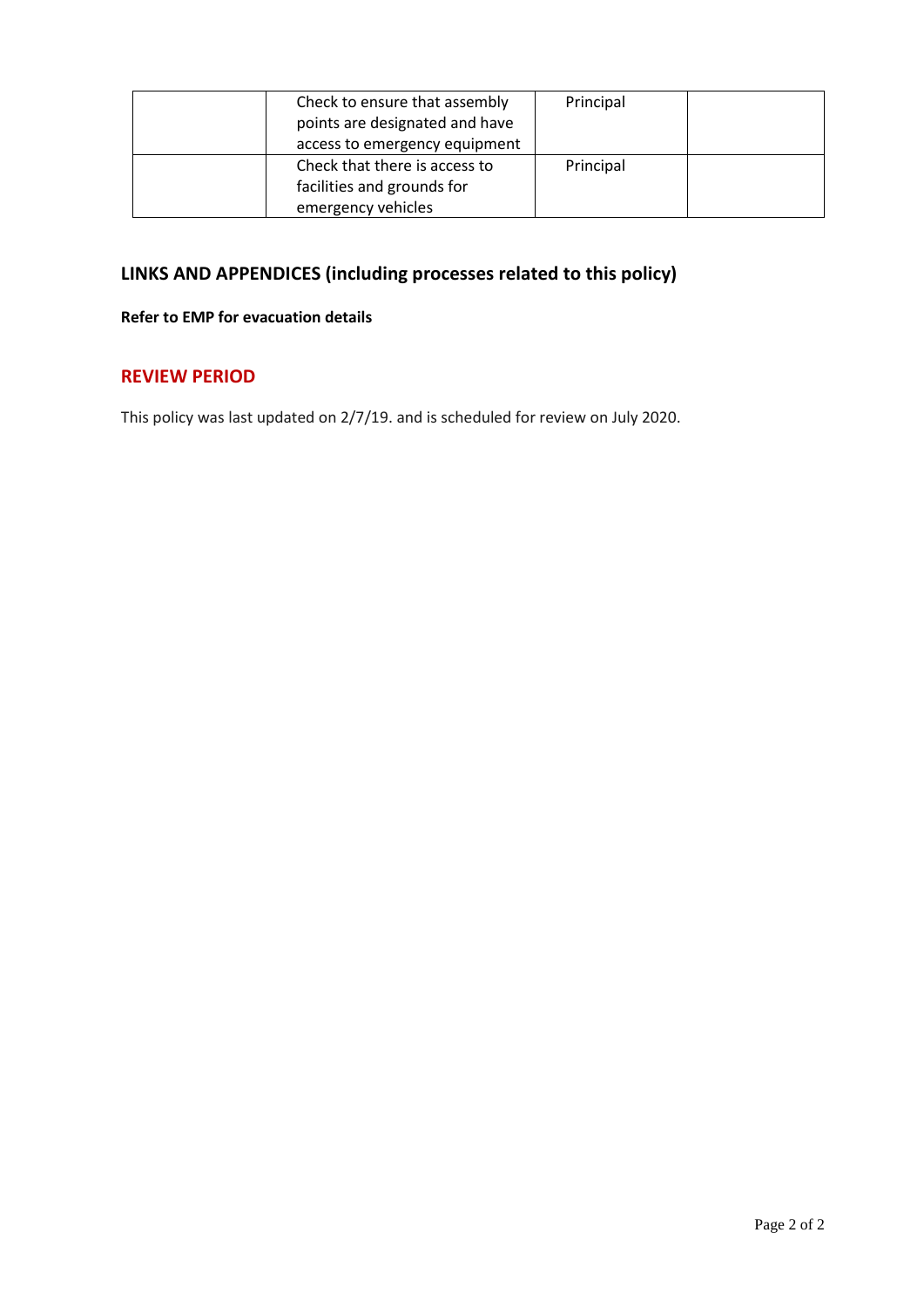| | | | |
|---|---|---|---|
| | Check to ensure that assembly points are designated and have access to emergency equipment | Principal | |
| | Check that there is access to facilities and grounds for emergency vehicles | Principal | |

## LINKS AND APPENDICES (including processes related to this policy)

**Refer to EMP for evacuation details**

## REVIEW PERIOD

This policy was last updated on 2/7/19. and is scheduled for review on July 2020.